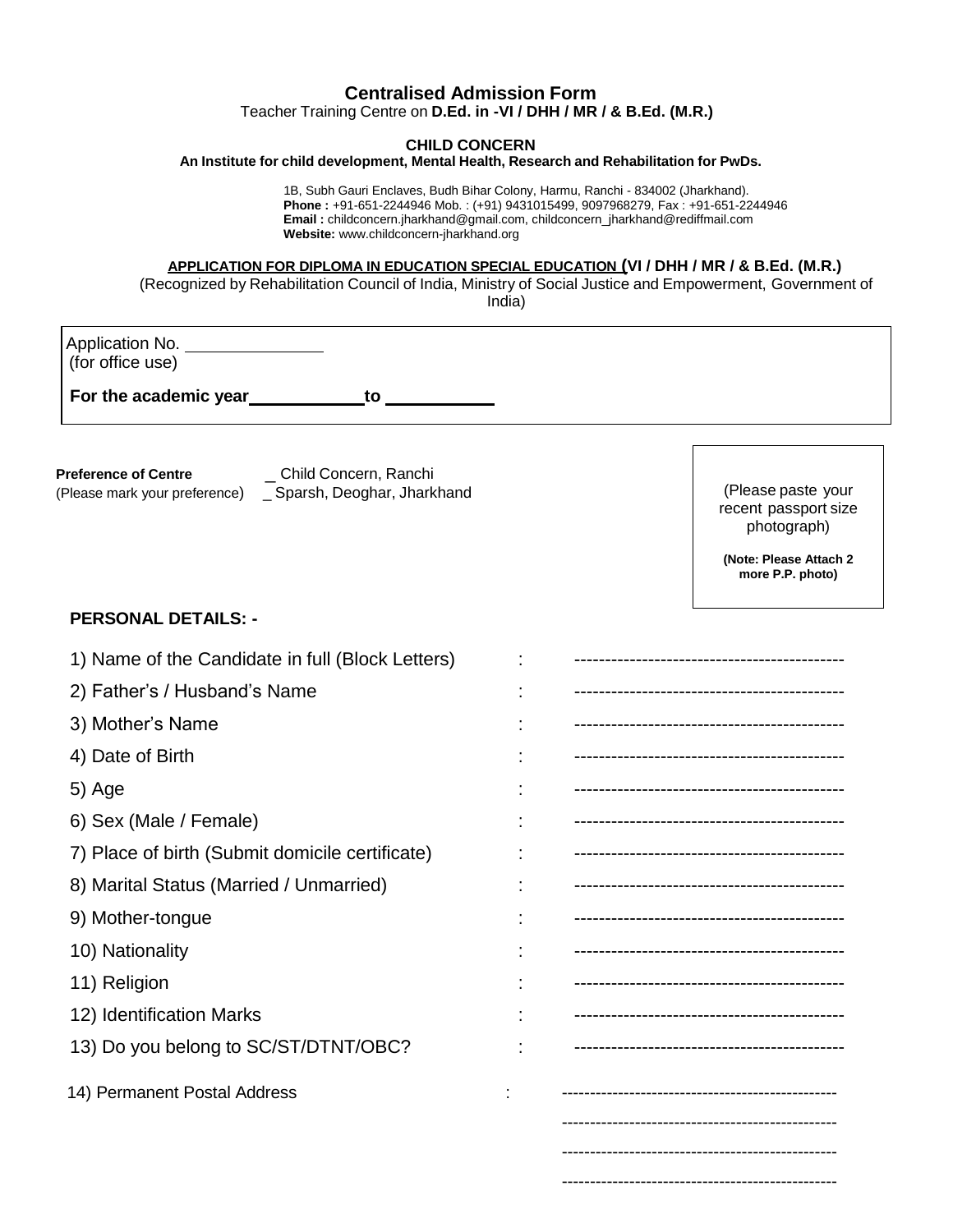# Centralised Admission Form

Teacher Training Centre on **D.Ed. in -VI / DHH / MR / & B.Ed. (M.R.)**

**CHILD CONCERN**

**An Institute for child development, Mental Health, Research and Rehabilitation for PwDs.**

1B, Subh Gauri Enclaves, Budh Bihar Colony, Harmu, Ranchi - 834002 (Jharkhand).
**Phone :** +91-651-2244946 Mob. : (+91) 9431015499, 9097968279, Fax : +91-651-2244946
**Email :** childconcern.jharkhand@gmail.com, childconcern_jharkhand@rediffmail.com
**Website:** www.childconcern-jharkhand.org

**APPLICATION FOR DIPLOMA IN EDUCATION SPECIAL EDUCATION (VI / DHH / MR / & B.Ed. (M.R.)**

(Recognized by Rehabilitation Council of India, Ministry of Social Justice and Empowerment, Government of India)

Application No. ______________
(for office use)

**For the academic year__________ to __________**

**Preference of Centre** _ Child Concern, Ranchi
(Please mark your preference) _ Sparsh, Deoghar, Jharkhand

(Please paste your recent passport size photograph)

**(Note: Please Attach 2 more P.P. photo)**

**PERSONAL DETAILS: -**

1) Name of the Candidate in full (Block Letters) : -------------------------------------------
2) Father's / Husband's Name : -------------------------------------------
3) Mother's Name : -------------------------------------------
4) Date of Birth : -------------------------------------------
5) Age : -------------------------------------------
6) Sex (Male / Female) : -------------------------------------------
7) Place of birth (Submit domicile certificate) : -------------------------------------------
8) Marital Status (Married / Unmarried) : -------------------------------------------
9) Mother-tongue : -------------------------------------------
10) Nationality : -------------------------------------------
11) Religion : -------------------------------------------
12) Identification Marks : -------------------------------------------
13) Do you belong to SC/ST/DTNT/OBC? : -------------------------------------------
14) Permanent Postal Address : -------------------------------------------
-------------------------------------------
-------------------------------------------
-------------------------------------------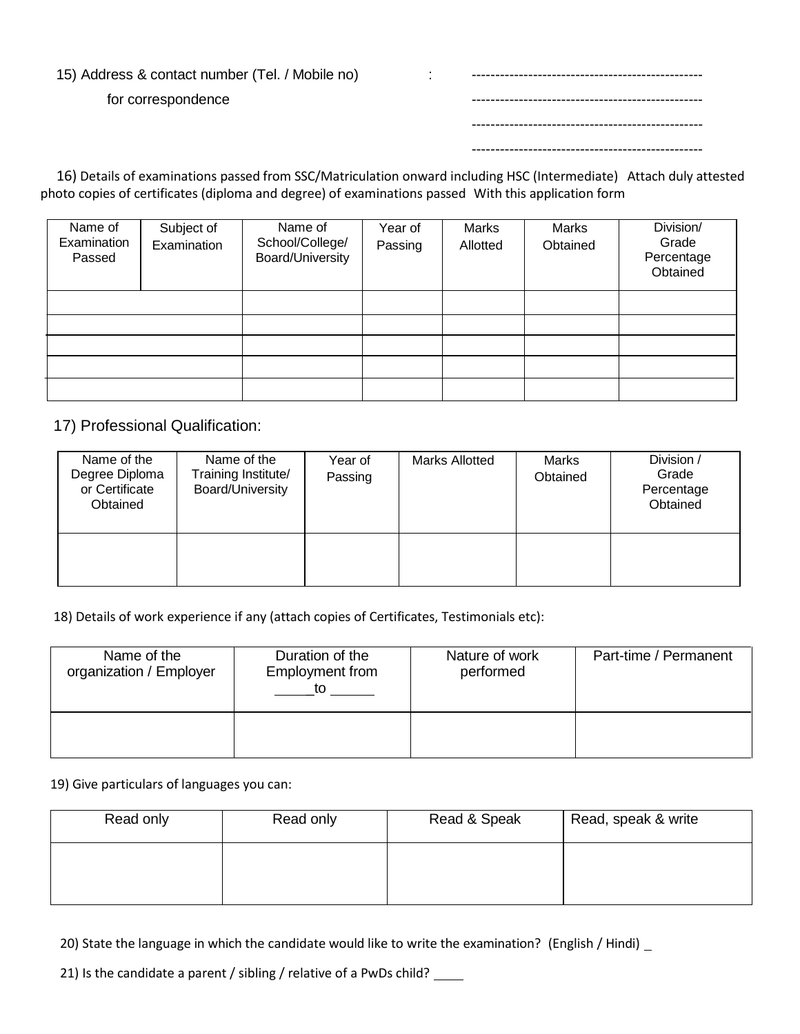15) Address & contact number (Tel. / Mobile no) : -------------------------------------------------
for correspondence -------------------------------------------------
-------------------------------------------------
-------------------------------------------------

16) Details of examinations passed from SSC/Matriculation onward including HSC (Intermediate) Attach duly attested photo copies of certificates (diploma and degree) of examinations passed With this application form

| Name of Examination Passed | Subject of Examination | Name of School/College/ Board/University | Year of Passing | Marks Allotted | Marks Obtained | Division/ Grade Percentage Obtained |
|---|---|---|---|---|---|---|
| | | | | | | |
| | | | | | | |
| | | | | | | |
| | | | | | | |
| | | | | | | |

17) Professional Qualification:

| Name of the Degree Diploma or Certificate Obtained | Name of the Training Institute/ Board/University | Year of Passing | Marks Allotted | Marks Obtained | Division / Grade Percentage Obtained |
|---|---|---|---|---|---|
| | | | | | |

18) Details of work experience if any (attach copies of Certificates, Testimonials etc):

| Name of the organization / Employer | Duration of the Employment from _____to ______ | Nature of work performed | Part-time / Permanent |
|---|---|---|---|
| | | | |

19) Give particulars of languages you can:

| Read only | Read only | Read & Speak | Read, speak & write |
|---|---|---|---|
| | | | |

20) State the language in which the candidate would like to write the examination? (English / Hindi) _

21) Is the candidate a parent / sibling / relative of a PwDs child? ____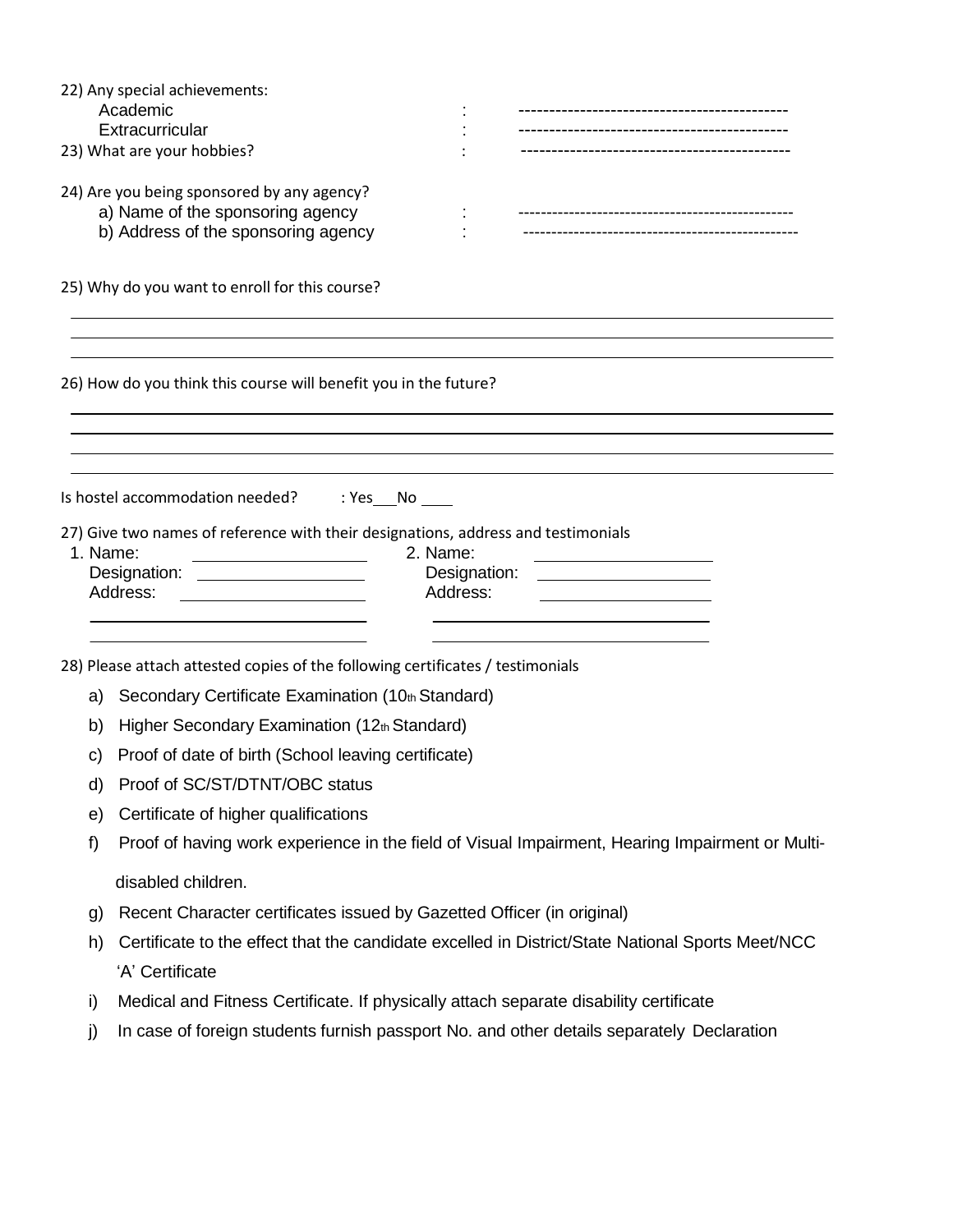22) Any special achievements:

Academic : --------------------------------------------

Extracurricular : --------------------------------------------

23) What are your hobbies? : --------------------------------------------

24) Are you being sponsored by any agency?

a) Name of the sponsoring agency : ------------------------------------------------

b) Address of the sponsoring agency : ------------------------------------------------

25) Why do you want to enroll for this course?

______________________________________________________________________________

______________________________________________________________________________

______________________________________________________________________________

26) How do you think this course will benefit you in the future?

______________________________________________________________________________

______________________________________________________________________________

______________________________________________________________________________

______________________________________________________________________________

Is hostel accommodation needed? : Yes___No ____

27) Give two names of reference with their designations, address and testimonials

| 1. Name: ____________________ | 2. Name: ____________________ |
|---|---|
| Designation: ____________________ | Designation: ____________________ |
| Address: ____________________ | Address: ____________________ |
| ____________________ | ____________________ |
| ____________________ | ____________________ |

28) Please attach attested copies of the following certificates / testimonials

a) Secondary Certificate Examination (10th Standard)

b) Higher Secondary Examination (12th Standard)

c) Proof of date of birth (School leaving certificate)

d) Proof of SC/ST/DTNT/OBC status

e) Certificate of higher qualifications

f) Proof of having work experience in the field of Visual Impairment, Hearing Impairment or Multi-disabled children.

g) Recent Character certificates issued by Gazetted Officer (in original)

h) Certificate to the effect that the candidate excelled in District/State National Sports Meet/NCC 'A' Certificate

i) Medical and Fitness Certificate. If physically attach separate disability certificate

j) In case of foreign students furnish passport No. and other details separately Declaration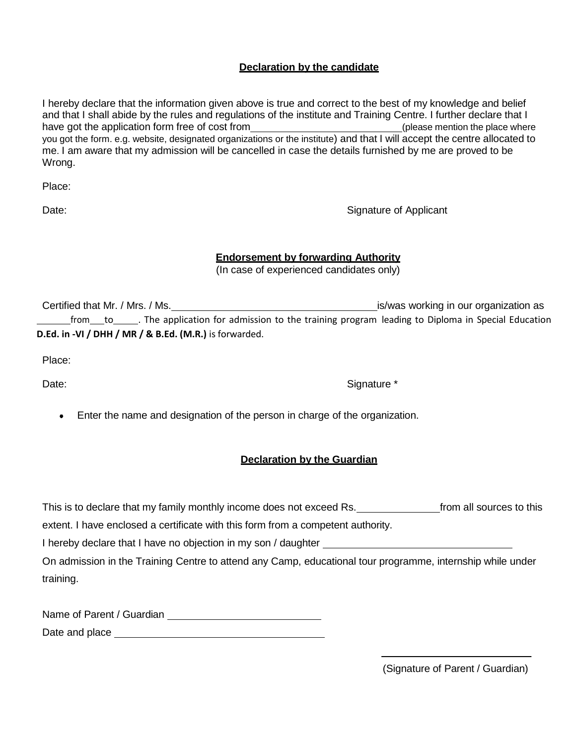**Declaration by the candidate**

I hereby declare that the information given above is true and correct to the best of my knowledge and belief and that I shall abide by the rules and regulations of the institute and Training Centre. I further declare that I have got the application form free of cost from\_\_\_\_\_\_\_\_\_\_\_\_\_\_\_\_\_\_\_\_\_\_\_\_\_\_\_\_(please mention the place where you got the form. e.g. website, designated organizations or the institute) and that I will accept the centre allocated to me. I am aware that my admission will be cancelled in case the details furnished by me are proved to be Wrong.

Place:

Date: Signature of Applicant

**Endorsement by forwarding Authority**

(In case of experienced candidates only)

Certified that Mr. / Mrs. / Ms.\_\_\_\_\_\_\_\_\_\_\_\_\_\_\_\_\_\_\_\_\_\_\_\_\_\_\_\_\_\_\_\_\_\_\_\_\_\_is/was working in our organization as \_\_\_\_\_\_from\_\_\_to\_\_\_\_\_. The application for admission to the training program leading to Diploma in Special Education **D.Ed. in -VI / DHH / MR / & B.Ed. (M.R.)** is forwarded.

Place:

Date: Signature *

- Enter the name and designation of the person in charge of the organization.

**Declaration by the Guardian**

This is to declare that my family monthly income does not exceed Rs.\_\_\_\_\_\_\_\_\_\_\_\_\_\_\_from all sources to this extent. I have enclosed a certificate with this form from a competent authority.

I hereby declare that I have no objection in my son / daughter \_\_\_\_\_\_\_\_\_\_\_\_\_\_\_\_\_\_\_\_\_\_\_\_\_\_\_\_\_\_\_\_\_\_

On admission in the Training Centre to attend any Camp, educational tour programme, internship while under training.

Name of Parent / Guardian \_\_\_\_\_\_\_\_\_\_\_\_\_\_\_\_\_\_\_\_\_\_\_\_\_\_\_\_

Date and place \_\_\_\_\_\_\_\_\_\_\_\_\_\_\_\_\_\_\_\_\_\_\_\_\_\_\_\_\_\_\_\_\_\_\_\_\_\_

\_\_\_\_\_\_\_\_\_\_\_\_\_\_\_\_\_\_\_\_\_\_\_\_\_\_\_\_\_\_

(Signature of Parent / Guardian)